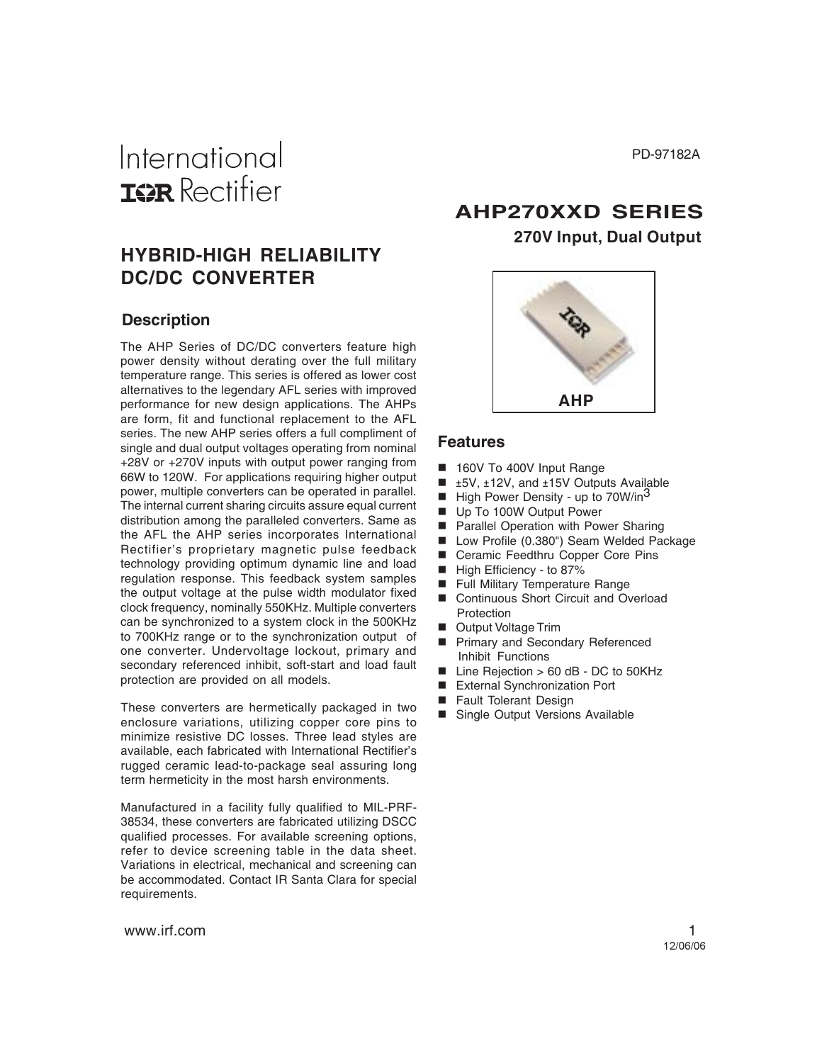International IOR Rectifier

PD-97182A

# AHP270XXD SERIES

## 270V Input, Dual Output

# HYBRID-HIGH RELIABILITY DC/DC CONVERTER

AHP

## Description

The AHP Series of DC/DC converters feature high power density without derating over the full military temperature range. This series is offered as lower cost alternatives to the legendary AFL series with improved performance for new design applications. The AHPs are form, fit and functional replacement to the AFL series. The new AHP series offers a full compliment of single and dual output voltages operating from nominal +28V or +270V inputs with output power ranging from 66W to 120W. For applications requiring higher output power, multiple converters can be operated in parallel. The internal current sharing circuits assure equal current distribution among the paralleled converters. Same as the AFL the AHP series incorporates International Rectifier's proprietary magnetic pulse feedback technology providing optimum dynamic line and load regulation response. This feedback system samples the output voltage at the pulse width modulator fixed clock frequency, nominally 550KHz. Multiple converters can be synchronized to a system clock in the 500KHz to 700KHz range or to the synchronization output of one converter. Undervoltage lockout, primary and secondary referenced inhibit, soft-start and load fault protection are provided on all models.

These converters are hermetically packaged in two enclosure variations, utilizing copper core pins to minimize resistive DC losses. Three lead styles are available, each fabricated with International Rectifier's rugged ceramic lead-to-package seal assuring long term hermeticity in the most harsh environments.

Manufactured in a facility fully qualified to MIL-PRF-38534, these converters are fabricated utilizing DSCC qualified processes. For available screening options, refer to device screening table in the data sheet. Variations in electrical, mechanical and screening can be accommodated. Contact IR Santa Clara for special requirements.

## Features

- 160V To 400V Input Range
- ±5V, ±12V, and ±15V Outputs Available
- High Power Density - up to $70W/in^3$
- Up To 100W Output Power
- Parallel Operation with Power Sharing
- Low Profile (0.380") Seam Welded Package
- Ceramic Feedthru Copper Core Pins
- High Efficiency - to 87%
- Full Military Temperature Range
- Continuous Short Circuit and Overload Protection
- Output Voltage Trim
- Primary and Secondary Referenced Inhibit Functions
- Line Rejection > 60 dB - DC to 50KHz
- External Synchronization Port
- Fault Tolerant Design
- Single Output Versions Available

www.irf.com

12/06/06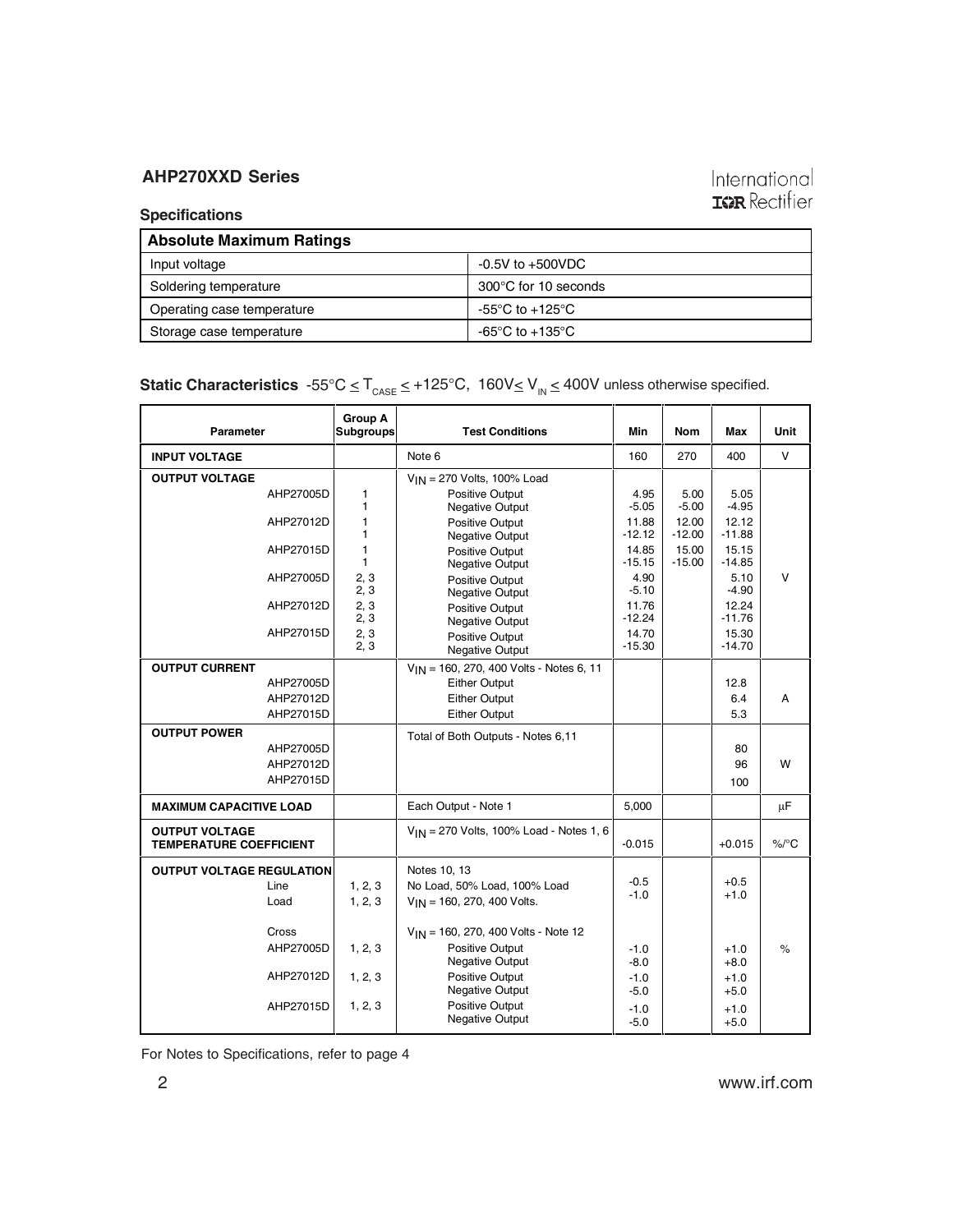## Specifications

| Absolute Maximum Ratings | |
|---|---|
| Input voltage | -0.5V to +500VDC |
| Soldering temperature | 300°C for 10 seconds |
| Operating case temperature | -55°C to +125°C |
| Storage case temperature | -65°C to +135°C |

**Static Characteristics** $-55°C \leq T_{CASE} \leq +125°C$, $160V \leq V_{IN} \leq 400V$ unless otherwise specified.

| Parameter | Group A Subgroups | Test Conditions | Min | Nom | Max | Unit |
|---|---|---|---|---|---|---|
| **INPUT VOLTAGE** | | Note 6 | 160 | 270 | 400 | V |
| **OUTPUT VOLTAGE** | | $V_{IN}$ = 270 Volts, 100% Load | | | | V |
| AHP27005D | 1 | Positive Output | 4.95 | 5.00 | 5.05 | |
| | 1 | Negative Output | -5.05 | -5.00 | -4.95 | |
| AHP27012D | 1 | Positive Output | 11.88 | 12.00 | 12.12 | |
| | 1 | Negative Output | -12.12 | -12.00 | -11.88 | |
| AHP27015D | 1 | Positive Output | 14.85 | 15.00 | 15.15 | |
| | 1 | Negative Output | -15.15 | -15.00 | -14.85 | |
| AHP27005D | 2, 3 | Positive Output | 4.90 | | 5.10 | |
| | 2, 3 | Negative Output | -5.10 | | -4.90 | |
| AHP27012D | 2, 3 | Positive Output | 11.76 | | 12.24 | |
| | 2, 3 | Negative Output | -12.24 | | -11.76 | |
| AHP27015D | 2, 3 | Positive Output | 14.70 | | 15.30 | |
| | 2, 3 | Negative Output | -15.30 | | -14.70 | |
| **OUTPUT CURRENT** | | $V_{IN}$ = 160, 270, 400 Volts - Notes 6, 11 | | | | A |
| AHP27005D | | Either Output | | | 12.8 | |
| AHP27012D | | Either Output | | | 6.4 | |
| AHP27015D | | Either Output | | | 5.3 | |
| **OUTPUT POWER** | | Total of Both Outputs - Notes 6,11 | | | | W |
| AHP27005D | | | | | 80 | |
| AHP27012D | | | | | 96 | |
| AHP27015D | | | | | 100 | |
| **MAXIMUM CAPACITIVE LOAD** | | Each Output - Note 1 | 5,000 | | | µF |
| **OUTPUT VOLTAGE TEMPERATURE COEFFICIENT** | | $V_{IN}$ = 270 Volts, 100% Load - Notes 1, 6 | -0.015 | | +0.015 | %/°C |
| **OUTPUT VOLTAGE REGULATION** | | Notes 10, 13 | | | | % |
| Line | 1, 2, 3 | No Load, 50% Load, 100% Load | -0.5 | | +0.5 | |
| Load | 1, 2, 3 | $V_{IN}$ = 160, 270, 400 Volts. | -1.0 | | +1.0 | |
| Cross | | $V_{IN}$ = 160, 270, 400 Volts - Note 12 | | | | |
| AHP27005D | 1, 2, 3 | Positive Output | -1.0 | | +1.0 | |
| | | Negative Output | -8.0 | | +8.0 | |
| AHP27012D | 1, 2, 3 | Positive Output | -1.0 | | +1.0 | |
| | | Negative Output | -5.0 | | +5.0 | |
| AHP27015D | 1, 2, 3 | Positive Output | -1.0 | | +1.0 | |
| | | Negative Output | -5.0 | | +5.0 | |

For Notes to Specifications, refer to page 4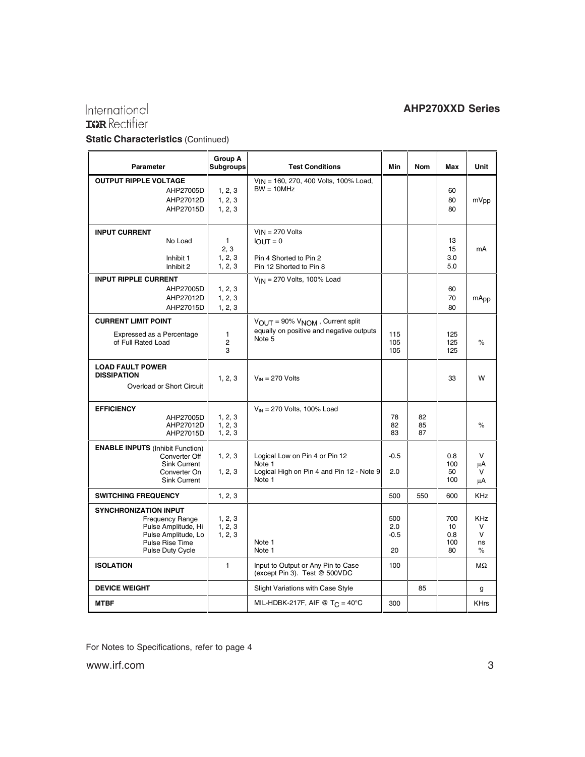## Static Characteristics (Continued)

| Parameter | Group A Subgroups | Test Conditions | Min | Nom | Max | Unit |
|---|---|---|---|---|---|---|
| **OUTPUT RIPPLE VOLTAGE** | | $V_{IN}$ = 160, 270, 400 Volts, 100% Load, BW = 10MHz | | | | |
| AHP27005D | 1, 2, 3 | | | | 60 | mVpp |
| AHP27012D | 1, 2, 3 | | | | 80 | mVpp |
| AHP27015D | 1, 2, 3 | | | | 80 | mVpp |
| **INPUT CURRENT** | | $V_{IN}$ = 270 Volts | | | | |
| No Load | 1 | $I_{OUT}$ = 0 | | | 13 | mA |
| | 2, 3 | | | | 15 | mA |
| Inhibit 1 | 1, 2, 3 | Pin 4 Shorted to Pin 2 | | | 3.0 | mA |
| Inhibit 2 | 1, 2, 3 | Pin 12 Shorted to Pin 8 | | | 5.0 | mA |
| **INPUT RIPPLE CURRENT** | | $V_{IN}$ = 270 Volts, 100% Load | | | | |
| AHP27005D | 1, 2, 3 | | | | 60 | mApp |
| AHP27012D | 1, 2, 3 | | | | 70 | mApp |
| AHP27015D | 1, 2, 3 | | | | 80 | mApp |
| **CURRENT LIMIT POINT** Expressed as a Percentage of Full Rated Load | 1 | $V_{OUT}$ = 90% $V_{NOM}$, Current split equally on positive and negative outputs Note 5 | 115 | | 125 | % |
| | 2 | | 105 | | 125 | % |
| | 3 | | 105 | | 125 | % |
| **LOAD FAULT POWER DISSIPATION** Overload or Short Circuit | 1, 2, 3 | $V_{IN}$ = 270 Volts | | | 33 | W |
| **EFFICIENCY** | | $V_{IN}$ = 270 Volts, 100% Load | | | | |
| AHP27005D | 1, 2, 3 | | 78 | 82 | | % |
| AHP27012D | 1, 2, 3 | | 82 | 85 | | % |
| AHP27015D | 1, 2, 3 | | 83 | 87 | | % |
| **ENABLE INPUTS** (Inhibit Function) | | | | | | |
| Converter Off | 1, 2, 3 | Logical Low on Pin 4 or Pin 12 | -0.5 | | 0.8 | V |
| Sink Current | | Note 1 | | | 100 | µA |
| Converter On | 1, 2, 3 | Logical High on Pin 4 and Pin 12 - Note 9 | 2.0 | | 50 | V |
| Sink Current | | Note 1 | | | 100 | µA |
| **SWITCHING FREQUENCY** | 1, 2, 3 | | 500 | 550 | 600 | KHz |
| **SYNCHRONIZATION INPUT** | | | | | | |
| Frequency Range | 1, 2, 3 | | 500 | | 700 | KHz |
| Pulse Amplitude, Hi | 1, 2, 3 | | 2.0 | | 10 | V |
| Pulse Amplitude, Lo | 1, 2, 3 | | -0.5 | | 0.8 | V |
| Pulse Rise Time | | Note 1 | | | 100 | ns |
| Pulse Duty Cycle | | Note 1 | 20 | | 80 | % |
| **ISOLATION** | 1 | Input to Output or Any Pin to Case (except Pin 3). Test @ 500VDC | 100 | | | MΩ |
| **DEVICE WEIGHT** | | Slight Variations with Case Style | | 85 | | g |
| **MTBF** | | MIL-HDBK-217F, AIF @ $T_C$ = 40°C | 300 | | | KHrs |

For Notes to Specifications, refer to page 4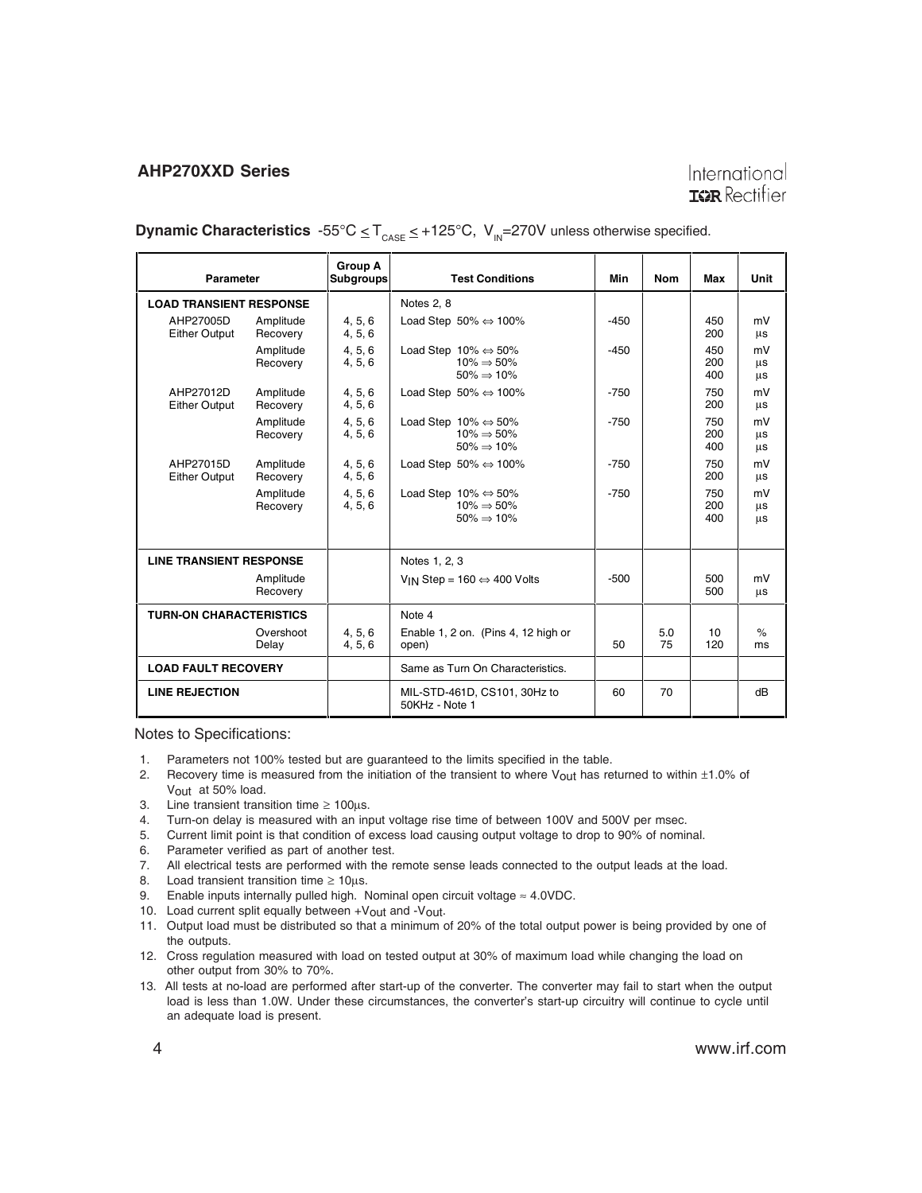**Dynamic Characteristics** $-55°C \le T_{CASE} \le +125°C$, $V_{IN}$=270V unless otherwise specified.

| Parameter | | Group A Subgroups | Test Conditions | Min | Nom | Max | Unit |
|---|---|---|---|---|---|---|---|
| **LOAD TRANSIENT RESPONSE** | | | Notes 2, 8 | | | | |
| AHP27005D Either Output | Amplitude<br>Recovery | 4, 5, 6<br>4, 5, 6 | Load Step 50% ⇔ 100% | -450 | | 450<br>200 | mV<br>µs |
| | Amplitude<br>Recovery | 4, 5, 6<br>4, 5, 6 | Load Step 10% ⇔ 50%<br>10% ⇒ 50%<br>50% ⇒ 10% | -450 | | 450<br>200<br>400 | mV<br>µs<br>µs |
| AHP27012D Either Output | Amplitude<br>Recovery | 4, 5, 6<br>4, 5, 6 | Load Step 50% ⇔ 100% | -750 | | 750<br>200 | mV<br>µs |
| | Amplitude<br>Recovery | 4, 5, 6<br>4, 5, 6 | Load Step 10% ⇔ 50%<br>10% ⇒ 50%<br>50% ⇒ 10% | -750 | | 750<br>200<br>400 | mV<br>µs<br>µs |
| AHP27015D Either Output | Amplitude<br>Recovery | 4, 5, 6<br>4, 5, 6 | Load Step 50% ⇔ 100% | -750 | | 750<br>200 | mV<br>µs |
| | Amplitude<br>Recovery | 4, 5, 6<br>4, 5, 6 | Load Step 10% ⇔ 50%<br>10% ⇒ 50%<br>50% ⇒ 10% | -750 | | 750<br>200<br>400 | mV<br>µs<br>µs |
| **LINE TRANSIENT RESPONSE** | | | Notes 1, 2, 3 | | | | |
| | Amplitude<br>Recovery | | $V_{IN}$ Step = 160 ⇔ 400 Volts | -500 | | 500<br>500 | mV<br>µs |
| **TURN-ON CHARACTERISTICS** | | | Note 4 | | | | |
| | Overshoot<br>Delay | 4, 5, 6<br>4, 5, 6 | Enable 1, 2 on. (Pins 4, 12 high or open) | 50 | 5.0<br>75 | 10<br>120 | %<br>ms |
| **LOAD FAULT RECOVERY** | | | Same as Turn On Characteristics. | | | | |
| **LINE REJECTION** | | | MIL-STD-461D, CS101, 30Hz to 50KHz - Note 1 | 60 | 70 | | dB |

Notes to Specifications:

1. Parameters not 100% tested but are guaranteed to the limits specified in the table.
2. Recovery time is measured from the initiation of the transient to where $V_{out}$ has returned to within ±1.0% of $V_{out}$ at 50% load.
3. Line transient transition time ≥ 100µs.
4. Turn-on delay is measured with an input voltage rise time of between 100V and 500V per msec.
5. Current limit point is that condition of excess load causing output voltage to drop to 90% of nominal.
6. Parameter verified as part of another test.
7. All electrical tests are performed with the remote sense leads connected to the output leads at the load.
8. Load transient transition time ≥ 10µs.
9. Enable inputs internally pulled high. Nominal open circuit voltage ≈ 4.0VDC.
10. Load current split equally between $+V_{out}$ and $-V_{out}$.
11. Output load must be distributed so that a minimum of 20% of the total output power is being provided by one of the outputs.
12. Cross regulation measured with load on tested output at 30% of maximum load while changing the load on other output from 30% to 70%.
13. All tests at no-load are performed after start-up of the converter. The converter may fail to start when the output load is less than 1.0W. Under these circumstances, the converter's start-up circuitry will continue to cycle until an adequate load is present.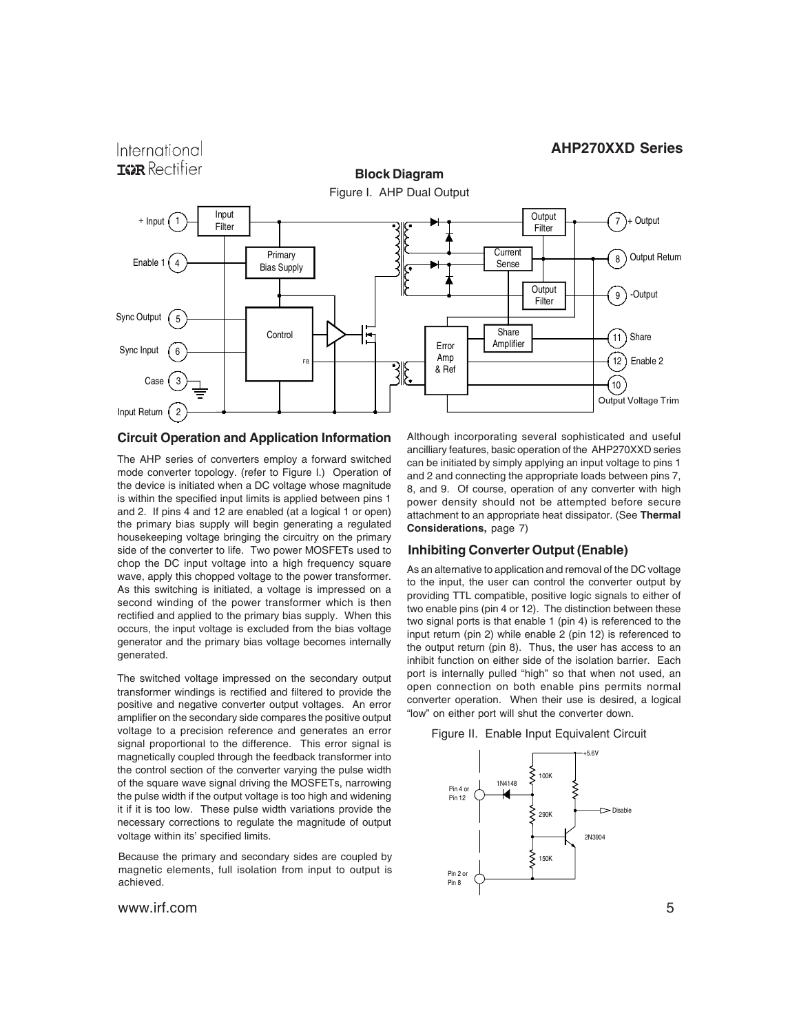## Block Diagram

Figure I. AHP Dual Output

## Circuit Operation and Application Information

The AHP series of converters employ a forward switched mode converter topology. (refer to Figure I.) Operation of the device is initiated when a DC voltage whose magnitude is within the specified input limits is applied between pins 1 and 2. If pins 4 and 12 are enabled (at a logical 1 or open) the primary bias supply will begin generating a regulated housekeeping voltage bringing the circuitry on the primary side of the converter to life. Two power MOSFETs used to chop the DC input voltage into a high frequency square wave, apply this chopped voltage to the power transformer. As this switching is initiated, a voltage is impressed on a second winding of the power transformer which is then rectified and applied to the primary bias supply. When this occurs, the input voltage is excluded from the bias voltage generator and the primary bias voltage becomes internally generated.

The switched voltage impressed on the secondary output transformer windings is rectified and filtered to provide the positive and negative converter output voltages. An error amplifier on the secondary side compares the positive output voltage to a precision reference and generates an error signal proportional to the difference. This error signal is magnetically coupled through the feedback transformer into the control section of the converter varying the pulse width of the square wave signal driving the MOSFETs, narrowing the pulse width if the output voltage is too high and widening it if it is too low. These pulse width variations provide the necessary corrections to regulate the magnitude of output voltage within its' specified limits.

Because the primary and secondary sides are coupled by magnetic elements, full isolation from input to output is achieved.

Although incorporating several sophisticated and useful ancilliary features, basic operation of the AHP270XXD series can be initiated by simply applying an input voltage to pins 1 and 2 and connecting the appropriate loads between pins 7, 8, and 9. Of course, operation of any converter with high power density should not be attempted before secure attachment to an appropriate heat dissipator. (See **Thermal Considerations,** page 7)

## Inhibiting Converter Output (Enable)

As an alternative to application and removal of the DC voltage to the input, the user can control the converter output by providing TTL compatible, positive logic signals to either of two enable pins (pin 4 or 12). The distinction between these two signal ports is that enable 1 (pin 4) is referenced to the input return (pin 2) while enable 2 (pin 12) is referenced to the output return (pin 8). Thus, the user has access to an inhibit function on either side of the isolation barrier. Each port is internally pulled "high" so that when not used, an open connection on both enable pins permits normal converter operation. When their use is desired, a logical "low" on either port will shut the converter down.

Figure II. Enable Input Equivalent Circuit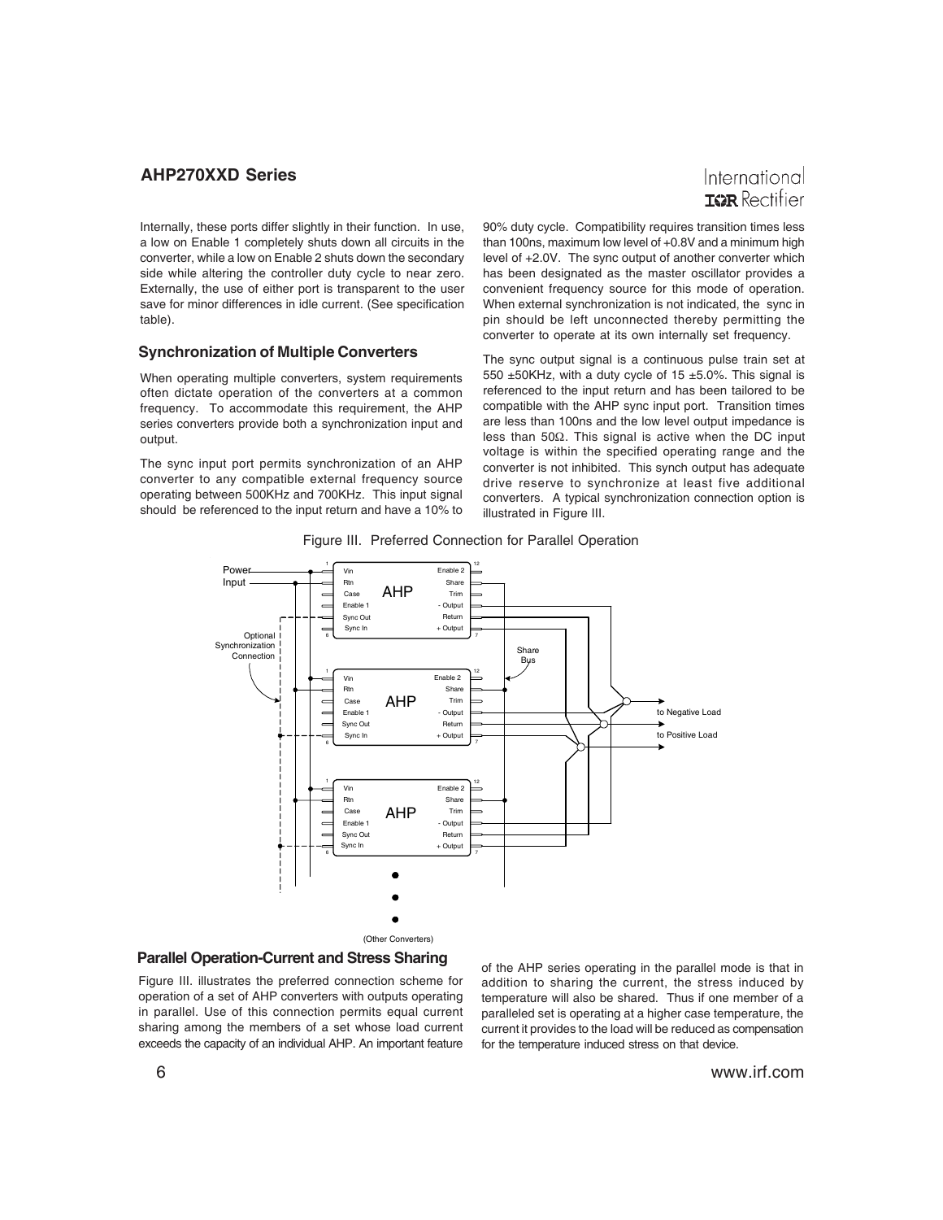Internally, these ports differ slightly in their function. In use, a low on Enable 1 completely shuts down all circuits in the converter, while a low on Enable 2 shuts down the secondary side while altering the controller duty cycle to near zero. Externally, the use of either port is transparent to the user save for minor differences in idle current. (See specification table).

### Synchronization of Multiple Converters

When operating multiple converters, system requirements often dictate operation of the converters at a common frequency. To accommodate this requirement, the AHP series converters provide both a synchronization input and output.

The sync input port permits synchronization of an AHP converter to any compatible external frequency source operating between 500KHz and 700KHz. This input signal should be referenced to the input return and have a 10% to 90% duty cycle. Compatibility requires transition times less than 100ns, maximum low level of +0.8V and a minimum high level of +2.0V. The sync output of another converter which has been designated as the master oscillator provides a convenient frequency source for this mode of operation. When external synchronization is not indicated, the sync in pin should be left unconnected thereby permitting the converter to operate at its own internally set frequency.

The sync output signal is a continuous pulse train set at 550 ±50KHz, with a duty cycle of 15 ±5.0%. This signal is referenced to the input return and has been tailored to be compatible with the AHP sync input port. Transition times are less than 100ns and the low level output impedance is less than 50Ω. This signal is active when the DC input voltage is within the specified operating range and the converter is not inhibited. This synch output has adequate drive reserve to synchronize at least five additional converters. A typical synchronization connection option is illustrated in Figure III.

Figure III. Preferred Connection for Parallel Operation

### Parallel Operation-Current and Stress Sharing

Figure III. illustrates the preferred connection scheme for operation of a set of AHP converters with outputs operating in parallel. Use of this connection permits equal current sharing among the members of a set whose load current exceeds the capacity of an individual AHP. An important feature of the AHP series operating in the parallel mode is that in addition to sharing the current, the stress induced by temperature will also be shared. Thus if one member of a paralleled set is operating at a higher case temperature, the current it provides to the load will be reduced as compensation for the temperature induced stress on that device.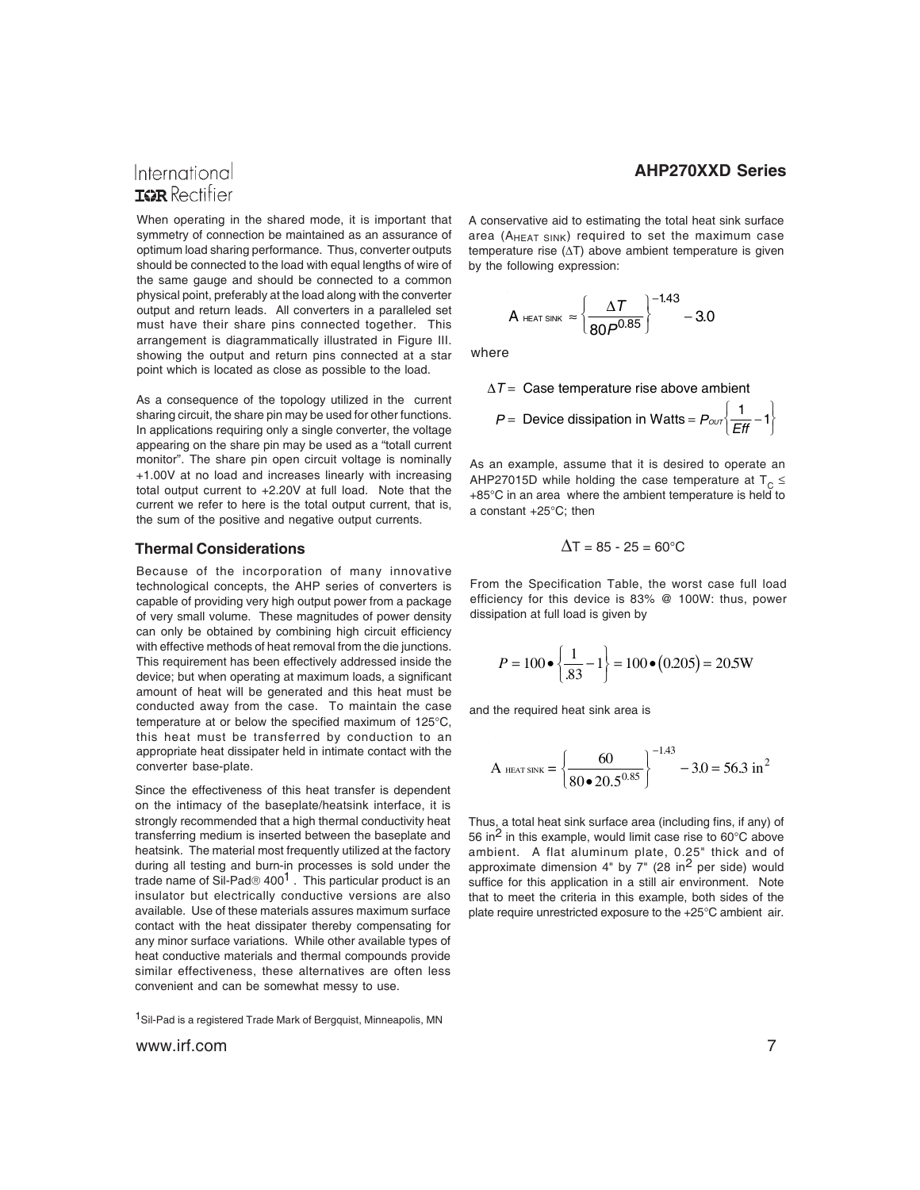When operating in the shared mode, it is important that symmetry of connection be maintained as an assurance of optimum load sharing performance. Thus, converter outputs should be connected to the load with equal lengths of wire of the same gauge and should be connected to a common physical point, preferably at the load along with the converter output and return leads. All converters in a paralleled set must have their share pins connected together. This arrangement is diagrammatically illustrated in Figure III. showing the output and return pins connected at a star point which is located as close as possible to the load.

As a consequence of the topology utilized in the current sharing circuit, the share pin may be used for other functions. In applications requiring only a single converter, the voltage appearing on the share pin may be used as a "totall current monitor". The share pin open circuit voltage is nominally +1.00V at no load and increases linearly with increasing total output current to +2.20V at full load. Note that the current we refer to here is the total output current, that is, the sum of the positive and negative output currents.

### Thermal Considerations

Because of the incorporation of many innovative technological concepts, the AHP series of converters is capable of providing very high output power from a package of very small volume. These magnitudes of power density can only be obtained by combining high circuit efficiency with effective methods of heat removal from the die junctions. This requirement has been effectively addressed inside the device; but when operating at maximum loads, a significant amount of heat will be generated and this heat must be conducted away from the case. To maintain the case temperature at or below the specified maximum of 125°C, this heat must be transferred by conduction to an appropriate heat dissipater held in intimate contact with the converter base-plate.

Since the effectiveness of this heat transfer is dependent on the intimacy of the baseplate/heatsink interface, it is strongly recommended that a high thermal conductivity heat transferring medium is inserted between the baseplate and heatsink. The material most frequently utilized at the factory during all testing and burn-in processes is sold under the trade name of Sil-Pad® 400[1]. This particular product is an insulator but electrically conductive versions are also available. Use of these materials assures maximum surface contact with the heat dissipater thereby compensating for any minor surface variations. While other available types of heat conductive materials and thermal compounds provide similar effectiveness, these alternatives are often less convenient and can be somewhat messy to use.

A conservative aid to estimating the total heat sink surface area ($A_{HEAT\ SINK}$) required to set the maximum case temperature rise ($\Delta T$) above ambient temperature is given by the following expression:

$$A_{\text{HEAT SINK}} \approx \left\{ \frac{\Delta T}{80P^{0.85}} \right\}^{-1.43} - 3.0$$

where

$$\Delta T = \text{ Case temperature rise above ambient}$$

$$P = \text{ Device dissipation in Watts} = P_{OUT}\left\{\frac{1}{Eff} - 1\right\}$$

As an example, assume that it is desired to operate an AHP27015D while holding the case temperature at $T_C \leq$ +85°C in an area where the ambient temperature is held to a constant +25°C; then

$$\Delta T = 85 - 25 = 60°C$$

From the Specification Table, the worst case full load efficiency for this device is 83% @ 100W: thus, power dissipation at full load is given by

$$P = 100 \bullet \left\{\frac{1}{.83} - 1\right\} = 100 \bullet (0.205) = 20.5\text{W}$$

and the required heat sink area is

$$A_{\text{HEAT SINK}} = \left\{ \frac{60}{80 \bullet 20.5^{0.85}} \right\}^{-1.43} - 3.0 = 56.3 \text{ in}^2$$

Thus, a total heat sink surface area (including fins, if any) of 56 $\text{in}^2$ in this example, would limit case rise to 60°C above ambient. A flat aluminum plate, 0.25" thick and of approximate dimension 4" by 7" (28 $\text{in}^2$ per side) would suffice for this application in a still air environment. Note that to meet the criteria in this example, both sides of the plate require unrestricted exposure to the +25°C ambient air.

[1] Sil-Pad is a registered Trade Mark of Bergquist, Minneapolis, MN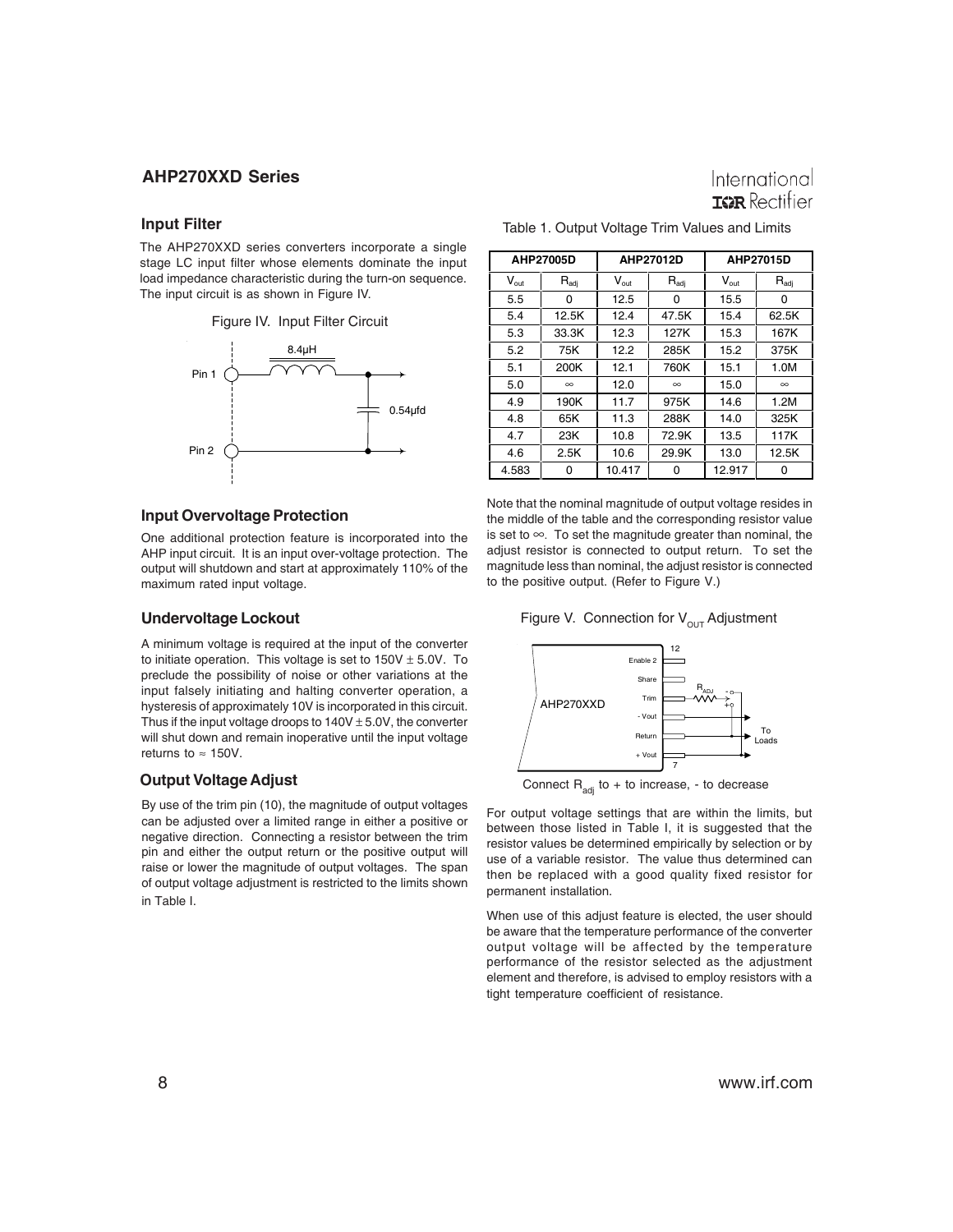## Input Filter

The AHP270XXD series converters incorporate a single stage LC input filter whose elements dominate the input load impedance characteristic during the turn-on sequence. The input circuit is as shown in Figure IV.

Figure IV. Input Filter Circuit

## Input Overvoltage Protection

One additional protection feature is incorporated into the AHP input circuit. It is an input over-voltage protection. The output will shutdown and start at approximately 110% of the maximum rated input voltage.

## Undervoltage Lockout

A minimum voltage is required at the input of the converter to initiate operation. This voltage is set to 150V ± 5.0V. To preclude the possibility of noise or other variations at the input falsely initiating and halting converter operation, a hysteresis of approximately 10V is incorporated in this circuit. Thus if the input voltage droops to 140V ± 5.0V, the converter will shut down and remain inoperative until the input voltage returns to ≈ 150V.

## Output Voltage Adjust

By use of the trim pin (10), the magnitude of output voltages can be adjusted over a limited range in either a positive or negative direction. Connecting a resistor between the trim pin and either the output return or the positive output will raise or lower the magnitude of output voltages. The span of output voltage adjustment is restricted to the limits shown in Table I.

Table 1. Output Voltage Trim Values and Limits

| AHP27005D | | AHP27012D | | AHP27015D | |
|---|---|---|---|---|---|
| $V_{out}$ | $R_{adj}$ | $V_{out}$ | $R_{adj}$ | $V_{out}$ | $R_{adj}$ |
| 5.5 | 0 | 12.5 | 0 | 15.5 | 0 |
| 5.4 | 12.5K | 12.4 | 47.5K | 15.4 | 62.5K |
| 5.3 | 33.3K | 12.3 | 127K | 15.3 | 167K |
| 5.2 | 75K | 12.2 | 285K | 15.2 | 375K |
| 5.1 | 200K | 12.1 | 760K | 15.1 | 1.0M |
| 5.0 | ∞ | 12.0 | ∞ | 15.0 | ∞ |
| 4.9 | 190K | 11.7 | 975K | 14.6 | 1.2M |
| 4.8 | 65K | 11.3 | 288K | 14.0 | 325K |
| 4.7 | 23K | 10.8 | 72.9K | 13.5 | 117K |
| 4.6 | 2.5K | 10.6 | 29.9K | 13.0 | 12.5K |
| 4.583 | 0 | 10.417 | 0 | 12.917 | 0 |

Note that the nominal magnitude of output voltage resides in the middle of the table and the corresponding resistor value is set to ∞. To set the magnitude greater than nominal, the adjust resistor is connected to output return. To set the magnitude less than nominal, the adjust resistor is connected to the positive output. (Refer to Figure V.)

Figure V. Connection for $V_{OUT}$ Adjustment

Connect $R_{adj}$ to + to increase, - to decrease

For output voltage settings that are within the limits, but between those listed in Table I, it is suggested that the resistor values be determined empirically by selection or by use of a variable resistor. The value thus determined can then be replaced with a good quality fixed resistor for permanent installation.

When use of this adjust feature is elected, the user should be aware that the temperature performance of the converter output voltage will be affected by the temperature performance of the resistor selected as the adjustment element and therefore, is advised to employ resistors with a tight temperature coefficient of resistance.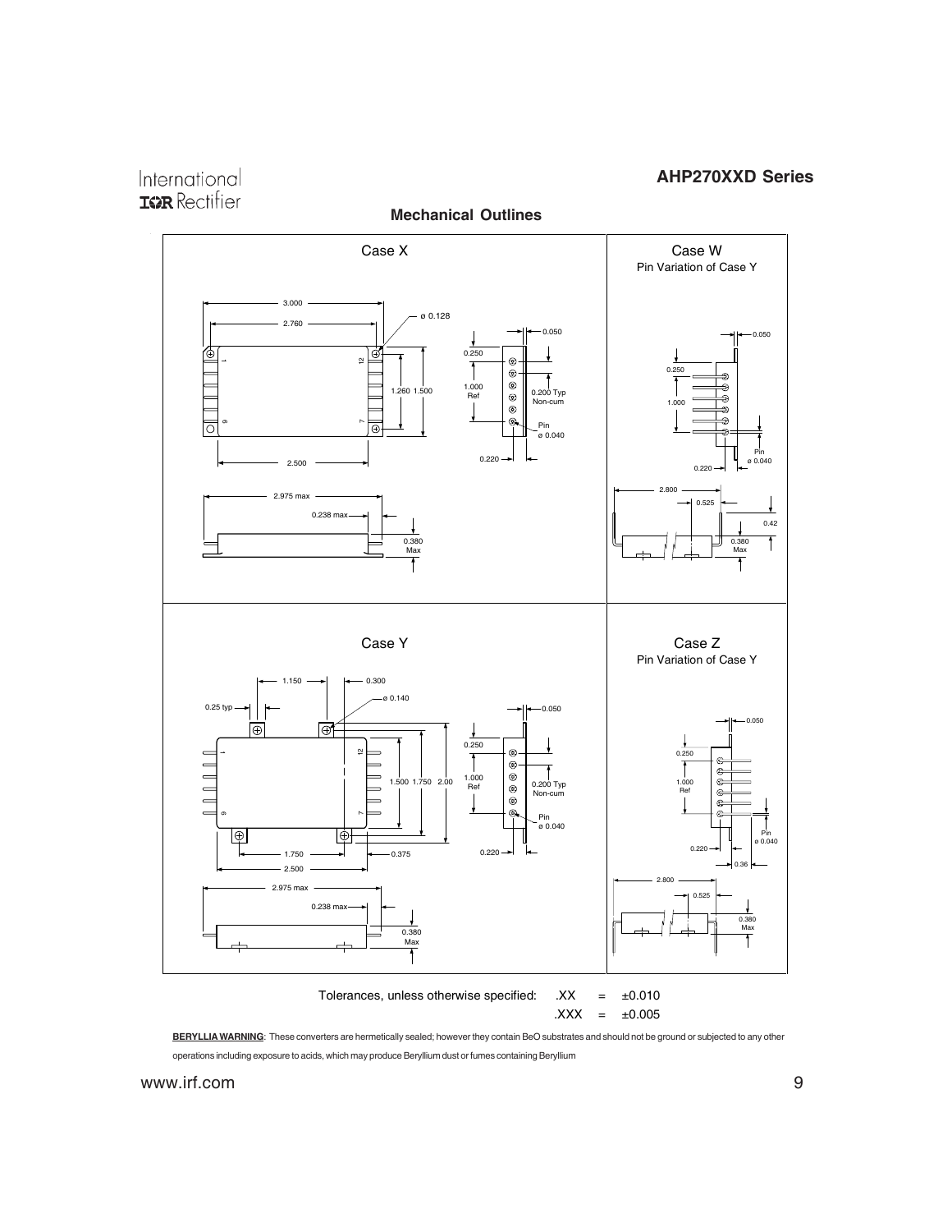## Mechanical Outlines

Case X

Case W
Pin Variation of Case Y

Case Y

Case Z
Pin Variation of Case Y

Tolerances, unless otherwise specified: .XX = ±0.010
.XXX = ±0.005

**BERYLLIA WARNING**: These converters are hermetically sealed; however they contain BeO substrates and should not be ground or subjected to any other operations including exposure to acids, which may produce Beryllium dust or fumes containing Beryllium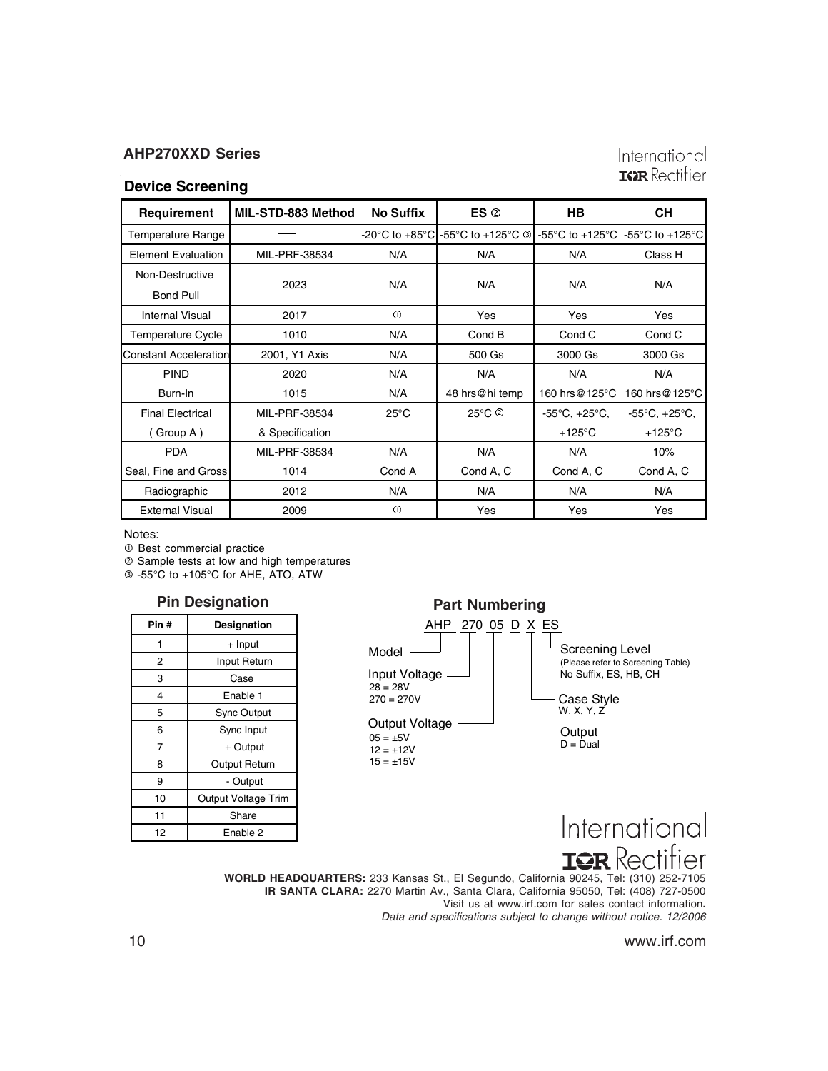## Device Screening

| Requirement | MIL-STD-883 Method | No Suffix | ES ② | HB | CH |
|---|---|---|---|---|---|
| Temperature Range | —— | -20°C to +85°C | -55°C to +125°C ③ | -55°C to +125°C | -55°C to +125°C |
| Element Evaluation | MIL-PRF-38534 | N/A | N/A | N/A | Class H |
| Non-Destructive Bond Pull | 2023 | N/A | N/A | N/A | N/A |
| Internal Visual | 2017 | ① | Yes | Yes | Yes |
| Temperature Cycle | 1010 | N/A | Cond B | Cond C | Cond C |
| Constant Acceleration | 2001, Y1 Axis | N/A | 500 Gs | 3000 Gs | 3000 Gs |
| PIND | 2020 | N/A | N/A | N/A | N/A |
| Burn-In | 1015 | N/A | 48 hrs@hi temp | 160 hrs@125°C | 160 hrs@125°C |
| Final Electrical ( Group A ) | MIL-PRF-38534 & Specification | 25°C | 25°C ② | -55°C, +25°C, +125°C | -55°C, +25°C, +125°C |
| PDA | MIL-PRF-38534 | N/A | N/A | N/A | 10% |
| Seal, Fine and Gross | 1014 | Cond A | Cond A, C | Cond A, C | Cond A, C |
| Radiographic | 2012 | N/A | N/A | N/A | N/A |
| External Visual | 2009 | ① | Yes | Yes | Yes |

Notes:

① Best commercial practice

② Sample tests at low and high temperatures

③ -55°C to +105°C for AHE, ATO, ATW

## Pin Designation

| Pin # | Designation |
|---|---|
| 1 | + Input |
| 2 | Input Return |
| 3 | Case |
| 4 | Enable 1 |
| 5 | Sync Output |
| 6 | Sync Input |
| 7 | + Output |
| 8 | Output Return |
| 9 | - Output |
| 10 | Output Voltage Trim |
| 11 | Share |
| 12 | Enable 2 |

## Part Numbering

AHP 270 05 D X ES

Model

Input Voltage
28 = 28V
270 = 270V

Output Voltage
05 = ±5V
12 = ±12V
15 = ±15V

Screening Level
(Please refer to Screening Table)
No Suffix, ES, HB, CH

Case Style
W, X, Y, Z

Output
D = Dual

International IOR Rectifier

**WORLD HEADQUARTERS:** 233 Kansas St., El Segundo, California 90245, Tel: (310) 252-7105
**IR SANTA CLARA:** 2270 Martin Av., Santa Clara, California 95050, Tel: (408) 727-0500
Visit us at www.irf.com for sales contact information**.**
*Data and specifications subject to change without notice. 12/2006*